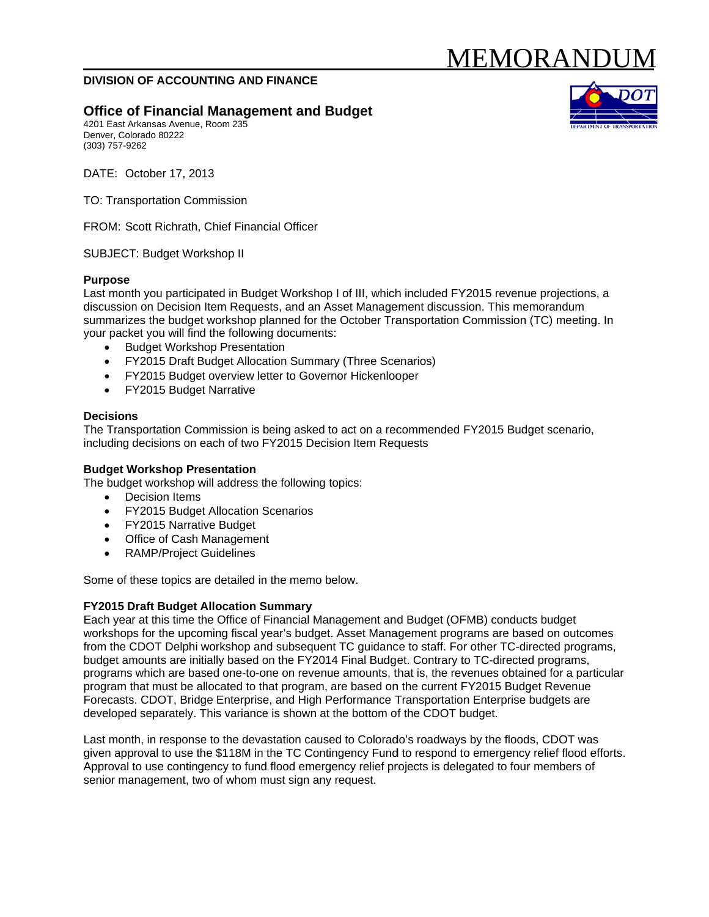# MEMORANDUM

**DIVISION OF ACCOUNTING AND FINANCE**

## Office of Financial Management and Budget

4201 East Arkansas Avenue, Room 235
Denver, Colorado 80222
(303) 757-9262

DATE: October 17, 2013

TO: Transportation Commission

FROM: Scott Richrath, Chief Financial Officer

SUBJECT: Budget Workshop II

**Purpose**

Last month you participated in Budget Workshop I of III, which included FY2015 revenue projections, a discussion on Decision Item Requests, and an Asset Management discussion. This memorandum summarizes the budget workshop planned for the October Transportation Commission (TC) meeting. In your packet you will find the following documents:

- Budget Workshop Presentation
- FY2015 Draft Budget Allocation Summary (Three Scenarios)
- FY2015 Budget overview letter to Governor Hickenlooper
- FY2015 Budget Narrative

**Decisions**

The Transportation Commission is being asked to act on a recommended FY2015 Budget scenario, including decisions on each of two FY2015 Decision Item Requests

**Budget Workshop Presentation**

The budget workshop will address the following topics:

- Decision Items
- FY2015 Budget Allocation Scenarios
- FY2015 Narrative Budget
- Office of Cash Management
- RAMP/Project Guidelines

Some of these topics are detailed in the memo below.

**FY2015 Draft Budget Allocation Summary**

Each year at this time the Office of Financial Management and Budget (OFMB) conducts budget workshops for the upcoming fiscal year's budget. Asset Management programs are based on outcomes from the CDOT Delphi workshop and subsequent TC guidance to staff. For other TC-directed programs, budget amounts are initially based on the FY2014 Final Budget. Contrary to TC-directed programs, programs which are based one-to-one on revenue amounts, that is, the revenues obtained for a particular program that must be allocated to that program, are based on the current FY2015 Budget Revenue Forecasts. CDOT, Bridge Enterprise, and High Performance Transportation Enterprise budgets are developed separately. This variance is shown at the bottom of the CDOT budget.

Last month, in response to the devastation caused to Colorado's roadways by the floods, CDOT was given approval to use the $118M in the TC Contingency Fund to respond to emergency relief flood efforts. Approval to use contingency to fund flood emergency relief projects is delegated to four members of senior management, two of whom must sign any request.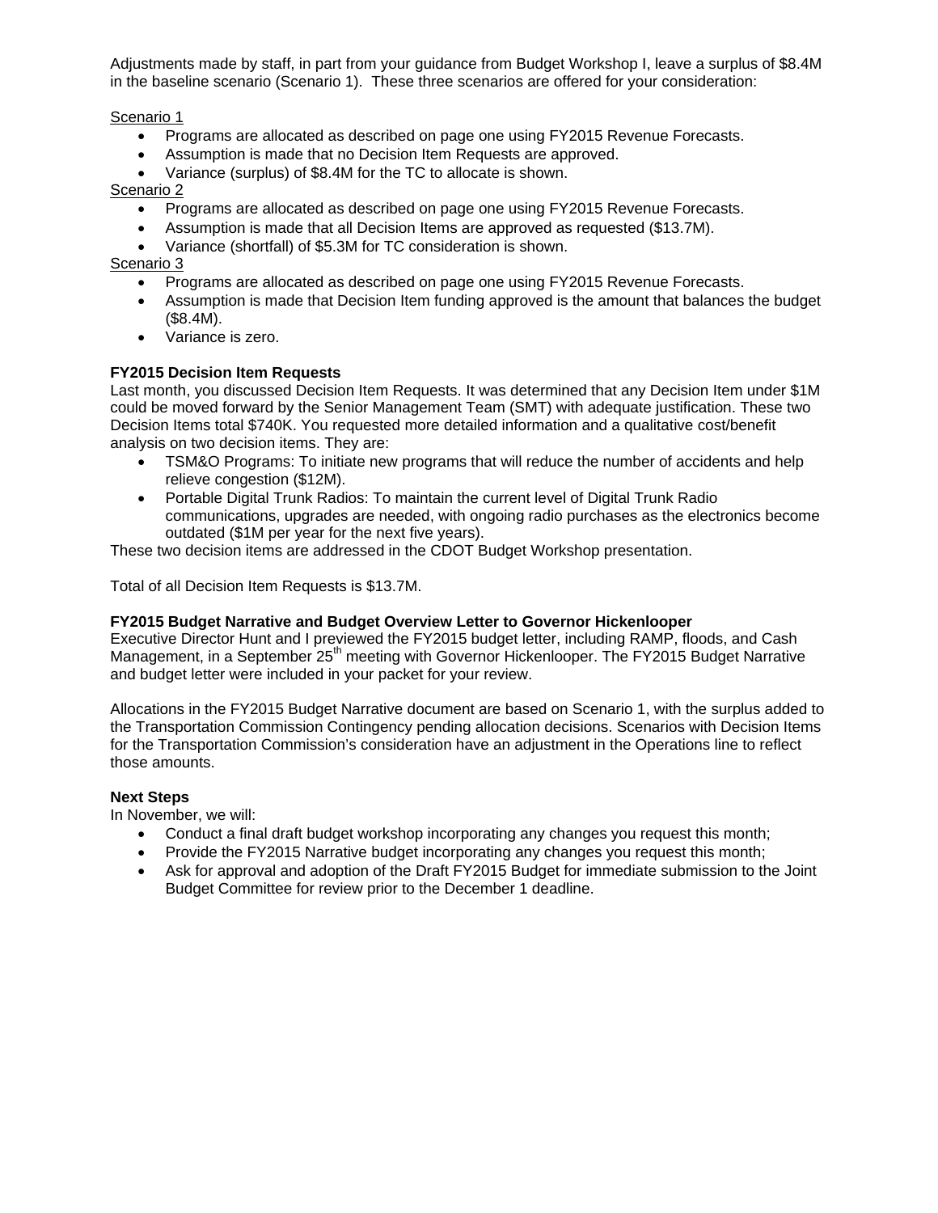Adjustments made by staff, in part from your guidance from Budget Workshop I, leave a surplus of $8.4M in the baseline scenario (Scenario 1). These three scenarios are offered for your consideration:

Scenario 1

- Programs are allocated as described on page one using FY2015 Revenue Forecasts.
- Assumption is made that no Decision Item Requests are approved.
- Variance (surplus) of $8.4M for the TC to allocate is shown.

Scenario 2

- Programs are allocated as described on page one using FY2015 Revenue Forecasts.
- Assumption is made that all Decision Items are approved as requested ($13.7M).
- Variance (shortfall) of $5.3M for TC consideration is shown.

Scenario 3

- Programs are allocated as described on page one using FY2015 Revenue Forecasts.
- Assumption is made that Decision Item funding approved is the amount that balances the budget ($8.4M).
- Variance is zero.

**FY2015 Decision Item Requests**

Last month, you discussed Decision Item Requests. It was determined that any Decision Item under $1M could be moved forward by the Senior Management Team (SMT) with adequate justification. These two Decision Items total $740K. You requested more detailed information and a qualitative cost/benefit analysis on two decision items. They are:

- TSM&O Programs: To initiate new programs that will reduce the number of accidents and help relieve congestion ($12M).
- Portable Digital Trunk Radios: To maintain the current level of Digital Trunk Radio communications, upgrades are needed, with ongoing radio purchases as the electronics become outdated ($1M per year for the next five years).

These two decision items are addressed in the CDOT Budget Workshop presentation.

Total of all Decision Item Requests is $13.7M.

**FY2015 Budget Narrative and Budget Overview Letter to Governor Hickenlooper**

Executive Director Hunt and I previewed the FY2015 budget letter, including RAMP, floods, and Cash Management, in a September 25th meeting with Governor Hickenlooper. The FY2015 Budget Narrative and budget letter were included in your packet for your review.

Allocations in the FY2015 Budget Narrative document are based on Scenario 1, with the surplus added to the Transportation Commission Contingency pending allocation decisions. Scenarios with Decision Items for the Transportation Commission's consideration have an adjustment in the Operations line to reflect those amounts.

**Next Steps**

In November, we will:

- Conduct a final draft budget workshop incorporating any changes you request this month;
- Provide the FY2015 Narrative budget incorporating any changes you request this month;
- Ask for approval and adoption of the Draft FY2015 Budget for immediate submission to the Joint Budget Committee for review prior to the December 1 deadline.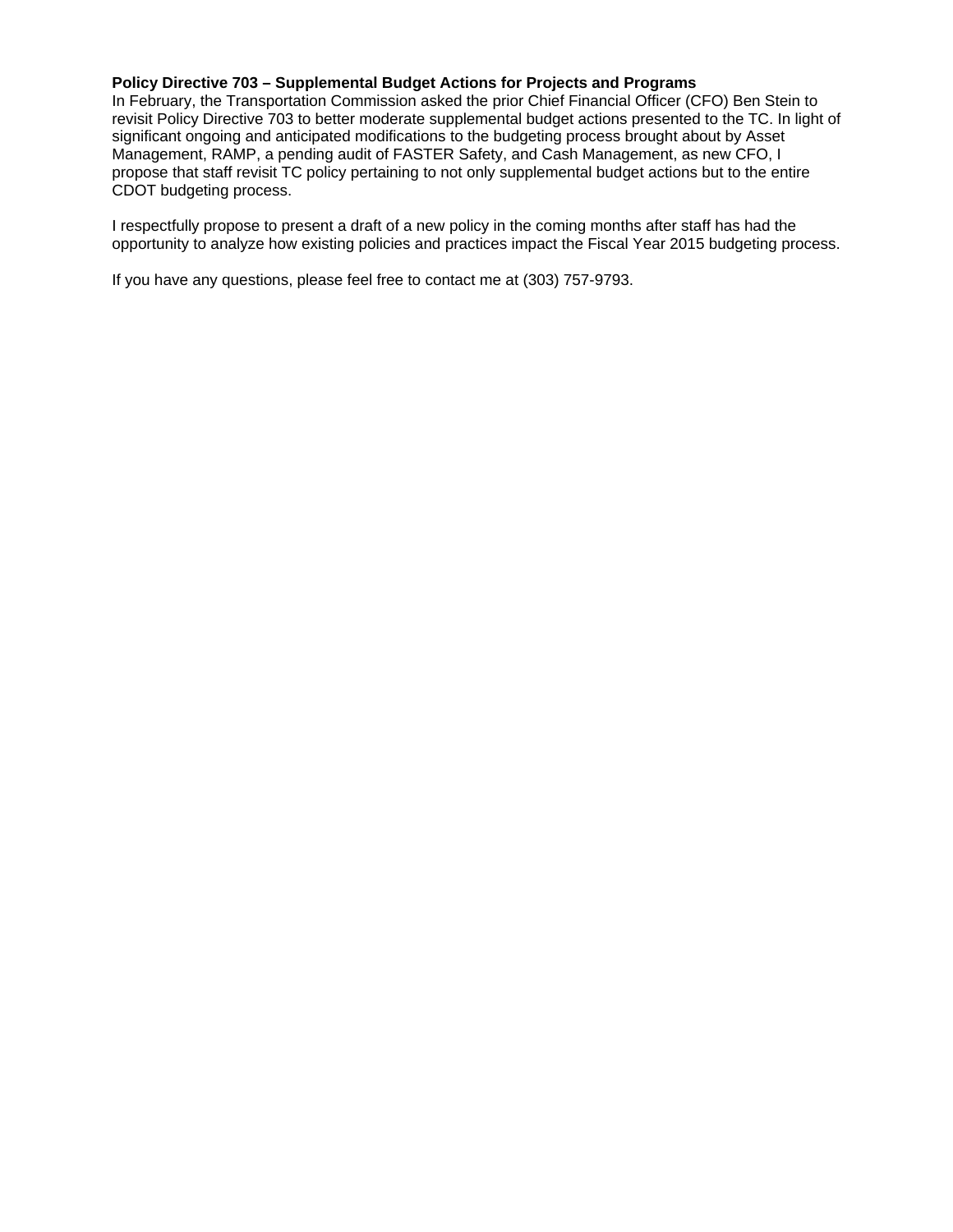**Policy Directive 703 – Supplemental Budget Actions for Projects and Programs**

In February, the Transportation Commission asked the prior Chief Financial Officer (CFO) Ben Stein to revisit Policy Directive 703 to better moderate supplemental budget actions presented to the TC. In light of significant ongoing and anticipated modifications to the budgeting process brought about by Asset Management, RAMP, a pending audit of FASTER Safety, and Cash Management, as new CFO, I propose that staff revisit TC policy pertaining to not only supplemental budget actions but to the entire CDOT budgeting process.

I respectfully propose to present a draft of a new policy in the coming months after staff has had the opportunity to analyze how existing policies and practices impact the Fiscal Year 2015 budgeting process.

If you have any questions, please feel free to contact me at (303) 757-9793.